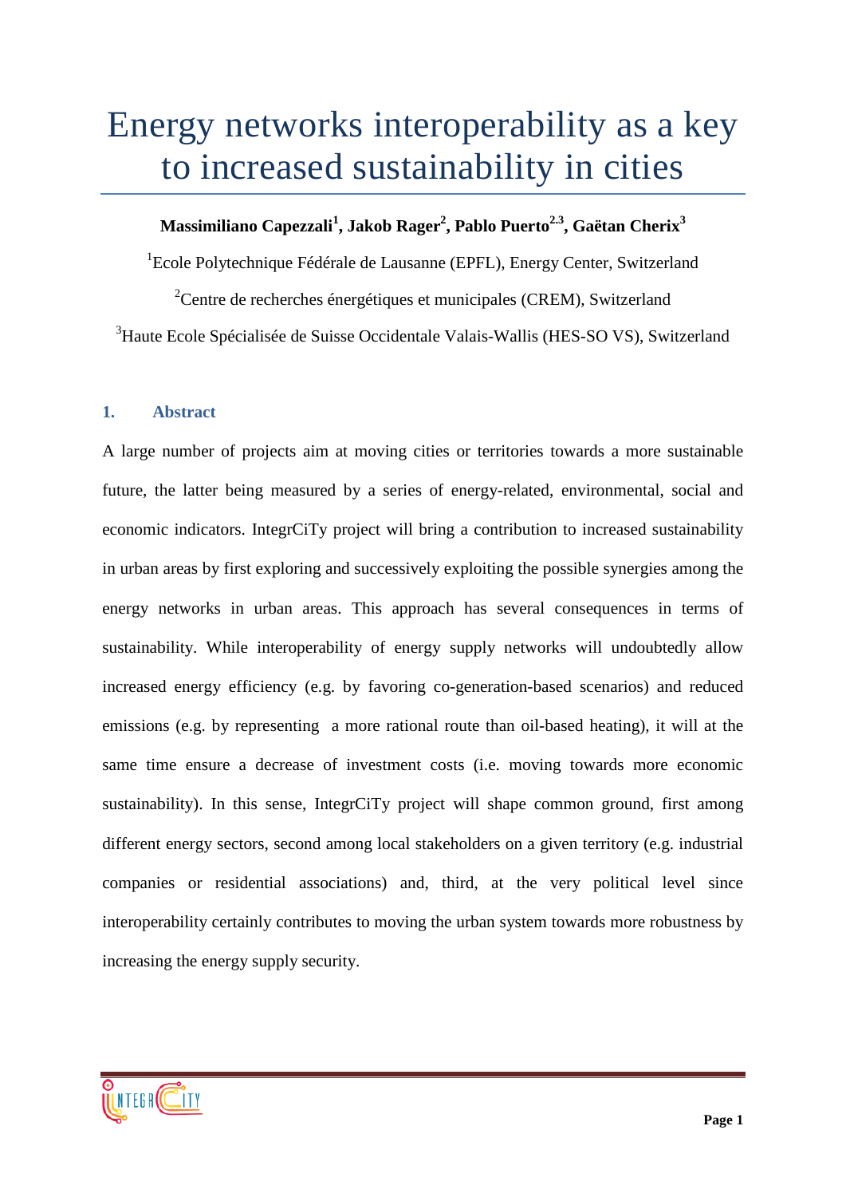# Energy networks interoperability as a key to increased sustainability in cities

**Massimiliano Capezzali[1], Jakob Rager[2], Pablo Puerto[2.3], Gaëtan Cherix[3]**

[1]Ecole Polytechnique Fédérale de Lausanne (EPFL), Energy Center, Switzerland

[2]Centre de recherches énergétiques et municipales (CREM), Switzerland

[3]Haute Ecole Spécialisée de Suisse Occidentale Valais-Wallis (HES-SO VS), Switzerland

## 1. Abstract

A large number of projects aim at moving cities or territories towards a more sustainable future, the latter being measured by a series of energy-related, environmental, social and economic indicators. IntegrCiTy project will bring a contribution to increased sustainability in urban areas by first exploring and successively exploiting the possible synergies among the energy networks in urban areas. This approach has several consequences in terms of sustainability. While interoperability of energy supply networks will undoubtedly allow increased energy efficiency (e.g. by favoring co-generation-based scenarios) and reduced emissions (e.g. by representing a more rational route than oil-based heating), it will at the same time ensure a decrease of investment costs (i.e. moving towards more economic sustainability). In this sense, IntegrCiTy project will shape common ground, first among different energy sectors, second among local stakeholders on a given territory (e.g. industrial companies or residential associations) and, third, at the very political level since interoperability certainly contributes to moving the urban system towards more robustness by increasing the energy supply security.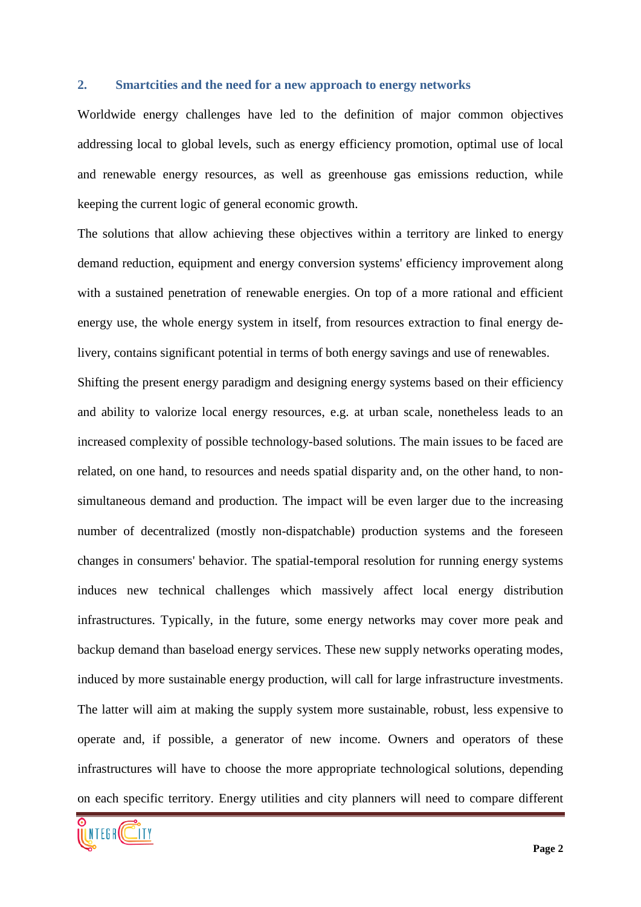## 2. Smartcities and the need for a new approach to energy networks

Worldwide energy challenges have led to the definition of major common objectives addressing local to global levels, such as energy efficiency promotion, optimal use of local and renewable energy resources, as well as greenhouse gas emissions reduction, while keeping the current logic of general economic growth.

The solutions that allow achieving these objectives within a territory are linked to energy demand reduction, equipment and energy conversion systems' efficiency improvement along with a sustained penetration of renewable energies. On top of a more rational and efficient energy use, the whole energy system in itself, from resources extraction to final energy delivery, contains significant potential in terms of both energy savings and use of renewables.

Shifting the present energy paradigm and designing energy systems based on their efficiency and ability to valorize local energy resources, e.g. at urban scale, nonetheless leads to an increased complexity of possible technology-based solutions. The main issues to be faced are related, on one hand, to resources and needs spatial disparity and, on the other hand, to non-simultaneous demand and production. The impact will be even larger due to the increasing number of decentralized (mostly non-dispatchable) production systems and the foreseen changes in consumers' behavior. The spatial-temporal resolution for running energy systems induces new technical challenges which massively affect local energy distribution infrastructures. Typically, in the future, some energy networks may cover more peak and backup demand than baseload energy services. These new supply networks operating modes, induced by more sustainable energy production, will call for large infrastructure investments. The latter will aim at making the supply system more sustainable, robust, less expensive to operate and, if possible, a generator of new income. Owners and operators of these infrastructures will have to choose the more appropriate technological solutions, depending on each specific territory. Energy utilities and city planners will need to compare different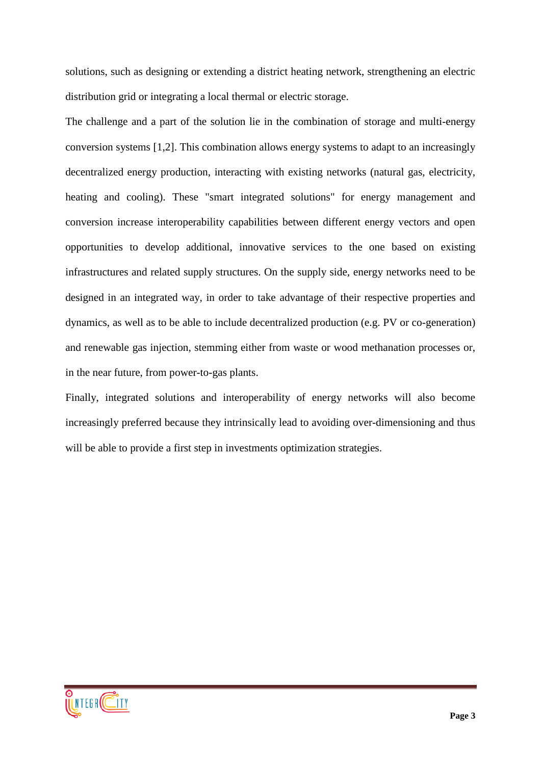solutions, such as designing or extending a district heating network, strengthening an electric distribution grid or integrating a local thermal or electric storage.

The challenge and a part of the solution lie in the combination of storage and multi-energy conversion systems [1,2]. This combination allows energy systems to adapt to an increasingly decentralized energy production, interacting with existing networks (natural gas, electricity, heating and cooling). These "smart integrated solutions" for energy management and conversion increase interoperability capabilities between different energy vectors and open opportunities to develop additional, innovative services to the one based on existing infrastructures and related supply structures. On the supply side, energy networks need to be designed in an integrated way, in order to take advantage of their respective properties and dynamics, as well as to be able to include decentralized production (e.g. PV or co-generation) and renewable gas injection, stemming either from waste or wood methanation processes or, in the near future, from power-to-gas plants.

Finally, integrated solutions and interoperability of energy networks will also become increasingly preferred because they intrinsically lead to avoiding over-dimensioning and thus will be able to provide a first step in investments optimization strategies.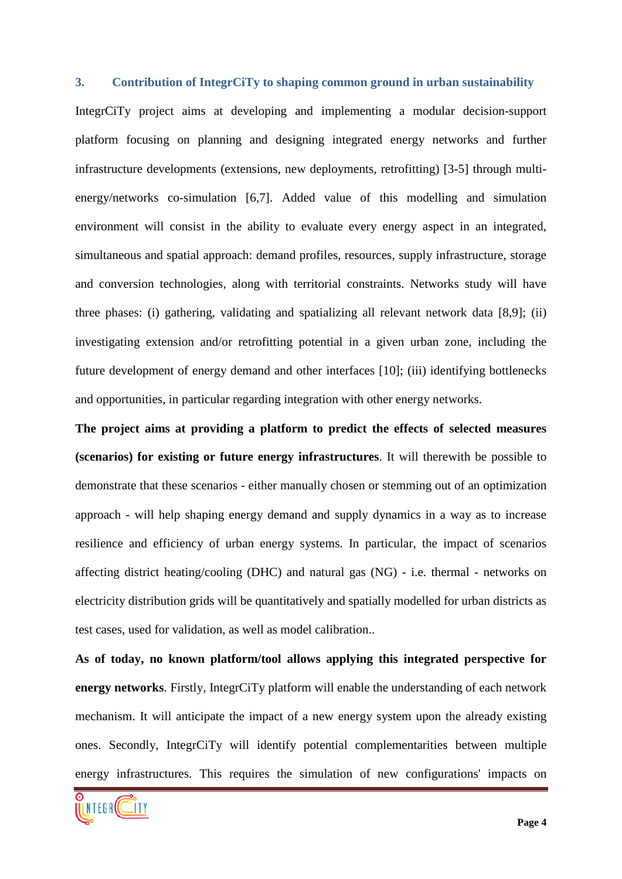## 3. Contribution of IntegrCiTy to shaping common ground in urban sustainability

IntegrCiTy project aims at developing and implementing a modular decision-support platform focusing on planning and designing integrated energy networks and further infrastructure developments (extensions, new deployments, retrofitting) [3-5] through multi-energy/networks co-simulation [6,7]. Added value of this modelling and simulation environment will consist in the ability to evaluate every energy aspect in an integrated, simultaneous and spatial approach: demand profiles, resources, supply infrastructure, storage and conversion technologies, along with territorial constraints. Networks study will have three phases: (i) gathering, validating and spatializing all relevant network data [8,9]; (ii) investigating extension and/or retrofitting potential in a given urban zone, including the future development of energy demand and other interfaces [10]; (iii) identifying bottlenecks and opportunities, in particular regarding integration with other energy networks.

**The project aims at providing a platform to predict the effects of selected measures (scenarios) for existing or future energy infrastructures**. It will therewith be possible to demonstrate that these scenarios - either manually chosen or stemming out of an optimization approach - will help shaping energy demand and supply dynamics in a way as to increase resilience and efficiency of urban energy systems. In particular, the impact of scenarios affecting district heating/cooling (DHC) and natural gas (NG) - i.e. thermal - networks on electricity distribution grids will be quantitatively and spatially modelled for urban districts as test cases, used for validation, as well as model calibration..

**As of today, no known platform/tool allows applying this integrated perspective for energy networks**. Firstly, IntegrCiTy platform will enable the understanding of each network mechanism. It will anticipate the impact of a new energy system upon the already existing ones. Secondly, IntegrCiTy will identify potential complementarities between multiple energy infrastructures. This requires the simulation of new configurations' impacts on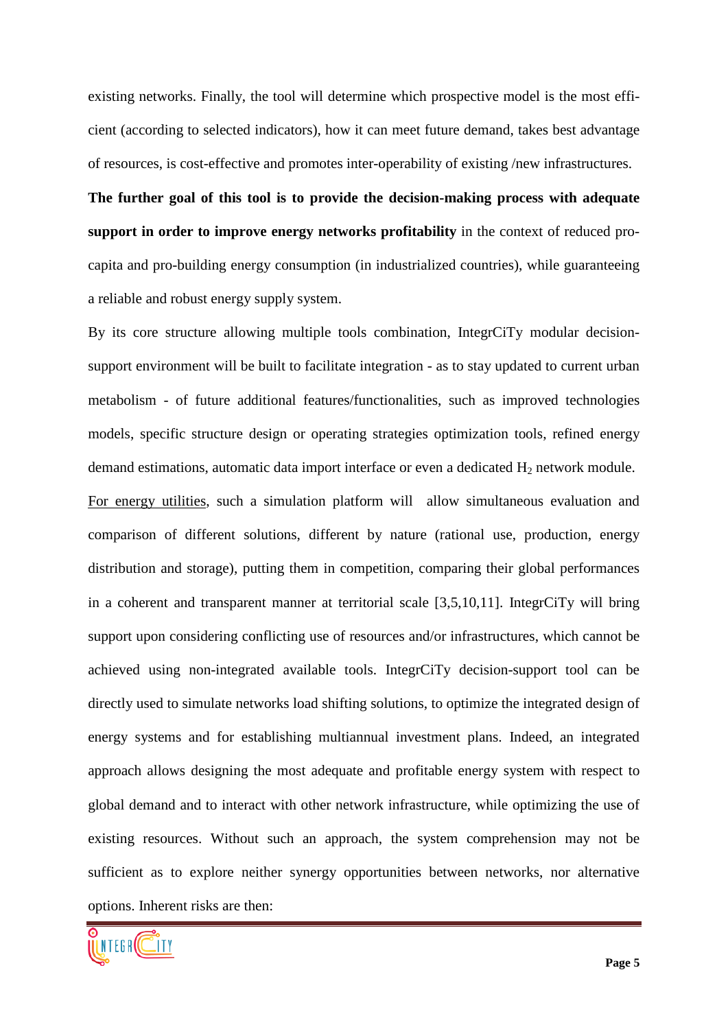existing networks. Finally, the tool will determine which prospective model is the most efficient (according to selected indicators), how it can meet future demand, takes best advantage of resources, is cost-effective and promotes inter-operability of existing /new infrastructures.

**The further goal of this tool is to provide the decision-making process with adequate support in order to improve energy networks profitability** in the context of reduced pro-capita and pro-building energy consumption (in industrialized countries), while guaranteeing a reliable and robust energy supply system.

By its core structure allowing multiple tools combination, IntegrCiTy modular decision-support environment will be built to facilitate integration - as to stay updated to current urban metabolism - of future additional features/functionalities, such as improved technologies models, specific structure design or operating strategies optimization tools, refined energy demand estimations, automatic data import interface or even a dedicated $H_2$ network module.

For energy utilities, such a simulation platform will allow simultaneous evaluation and comparison of different solutions, different by nature (rational use, production, energy distribution and storage), putting them in competition, comparing their global performances in a coherent and transparent manner at territorial scale [3,5,10,11]. IntegrCiTy will bring support upon considering conflicting use of resources and/or infrastructures, which cannot be achieved using non-integrated available tools. IntegrCiTy decision-support tool can be directly used to simulate networks load shifting solutions, to optimize the integrated design of energy systems and for establishing multiannual investment plans. Indeed, an integrated approach allows designing the most adequate and profitable energy system with respect to global demand and to interact with other network infrastructure, while optimizing the use of existing resources. Without such an approach, the system comprehension may not be sufficient as to explore neither synergy opportunities between networks, nor alternative options. Inherent risks are then: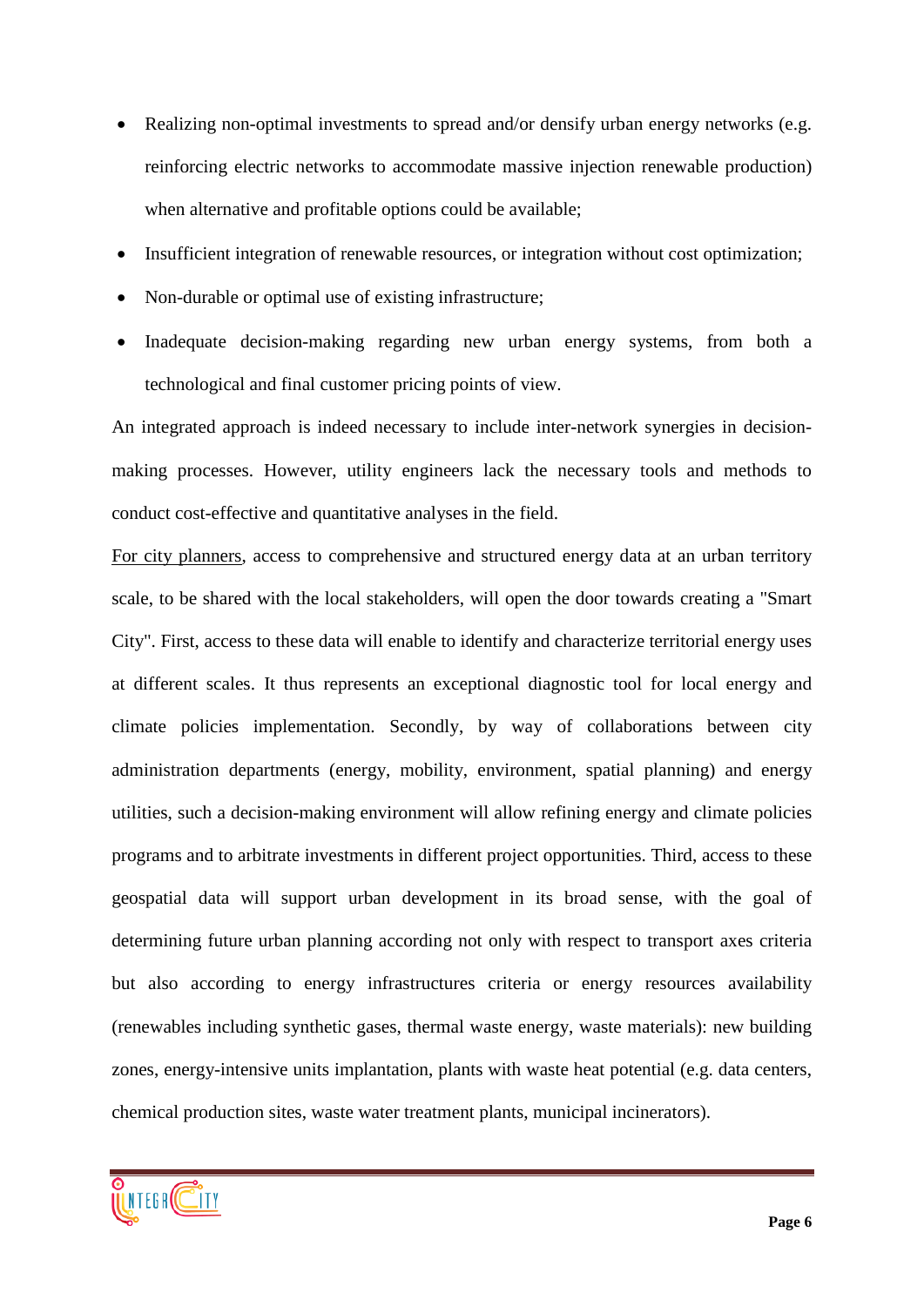- Realizing non-optimal investments to spread and/or densify urban energy networks (e.g. reinforcing electric networks to accommodate massive injection renewable production) when alternative and profitable options could be available;
- Insufficient integration of renewable resources, or integration without cost optimization;
- Non-durable or optimal use of existing infrastructure;
- Inadequate decision-making regarding new urban energy systems, from both a technological and final customer pricing points of view.

An integrated approach is indeed necessary to include inter-network synergies in decision-making processes. However, utility engineers lack the necessary tools and methods to conduct cost-effective and quantitative analyses in the field.

For city planners, access to comprehensive and structured energy data at an urban territory scale, to be shared with the local stakeholders, will open the door towards creating a "Smart City". First, access to these data will enable to identify and characterize territorial energy uses at different scales. It thus represents an exceptional diagnostic tool for local energy and climate policies implementation. Secondly, by way of collaborations between city administration departments (energy, mobility, environment, spatial planning) and energy utilities, such a decision-making environment will allow refining energy and climate policies programs and to arbitrate investments in different project opportunities. Third, access to these geospatial data will support urban development in its broad sense, with the goal of determining future urban planning according not only with respect to transport axes criteria but also according to energy infrastructures criteria or energy resources availability (renewables including synthetic gases, thermal waste energy, waste materials): new building zones, energy-intensive units implantation, plants with waste heat potential (e.g. data centers, chemical production sites, waste water treatment plants, municipal incinerators).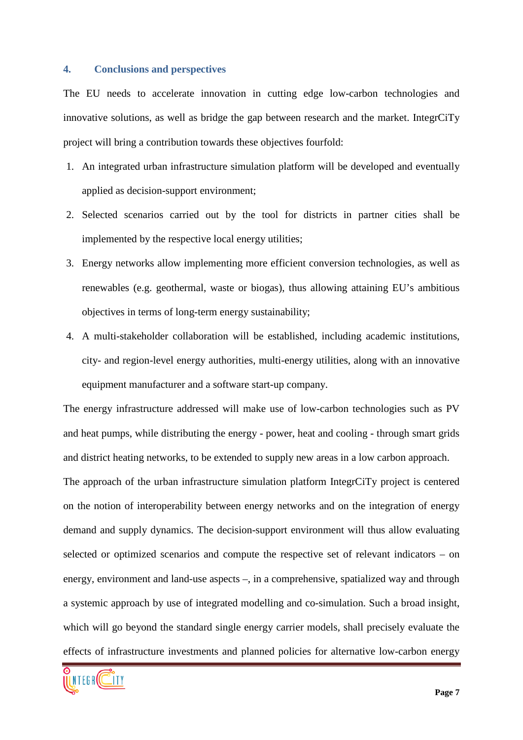## 4. Conclusions and perspectives

The EU needs to accelerate innovation in cutting edge low-carbon technologies and innovative solutions, as well as bridge the gap between research and the market. IntegrCiTy project will bring a contribution towards these objectives fourfold:

1. An integrated urban infrastructure simulation platform will be developed and eventually applied as decision-support environment;
2. Selected scenarios carried out by the tool for districts in partner cities shall be implemented by the respective local energy utilities;
3. Energy networks allow implementing more efficient conversion technologies, as well as renewables (e.g. geothermal, waste or biogas), thus allowing attaining EU's ambitious objectives in terms of long-term energy sustainability;
4. A multi-stakeholder collaboration will be established, including academic institutions, city- and region-level energy authorities, multi-energy utilities, along with an innovative equipment manufacturer and a software start-up company.

The energy infrastructure addressed will make use of low-carbon technologies such as PV and heat pumps, while distributing the energy - power, heat and cooling - through smart grids and district heating networks, to be extended to supply new areas in a low carbon approach.

The approach of the urban infrastructure simulation platform IntegrCiTy project is centered on the notion of interoperability between energy networks and on the integration of energy demand and supply dynamics. The decision-support environment will thus allow evaluating selected or optimized scenarios and compute the respective set of relevant indicators – on energy, environment and land-use aspects –, in a comprehensive, spatialized way and through a systemic approach by use of integrated modelling and co-simulation. Such a broad insight, which will go beyond the standard single energy carrier models, shall precisely evaluate the effects of infrastructure investments and planned policies for alternative low-carbon energy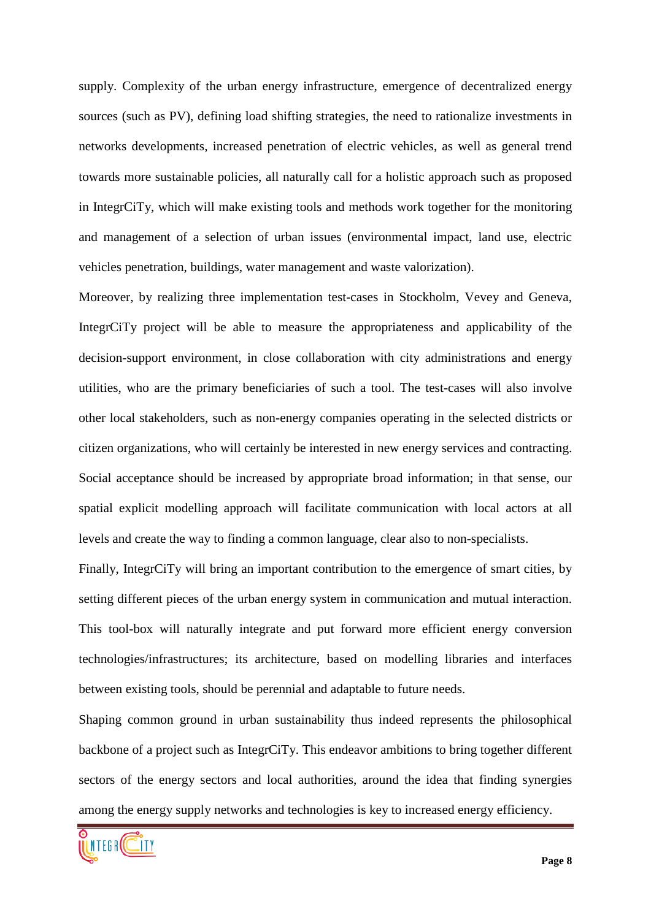supply. Complexity of the urban energy infrastructure, emergence of decentralized energy sources (such as PV), defining load shifting strategies, the need to rationalize investments in networks developments, increased penetration of electric vehicles, as well as general trend towards more sustainable policies, all naturally call for a holistic approach such as proposed in IntegrCiTy, which will make existing tools and methods work together for the monitoring and management of a selection of urban issues (environmental impact, land use, electric vehicles penetration, buildings, water management and waste valorization).

Moreover, by realizing three implementation test-cases in Stockholm, Vevey and Geneva, IntegrCiTy project will be able to measure the appropriateness and applicability of the decision-support environment, in close collaboration with city administrations and energy utilities, who are the primary beneficiaries of such a tool. The test-cases will also involve other local stakeholders, such as non-energy companies operating in the selected districts or citizen organizations, who will certainly be interested in new energy services and contracting. Social acceptance should be increased by appropriate broad information; in that sense, our spatial explicit modelling approach will facilitate communication with local actors at all levels and create the way to finding a common language, clear also to non-specialists.

Finally, IntegrCiTy will bring an important contribution to the emergence of smart cities, by setting different pieces of the urban energy system in communication and mutual interaction. This tool-box will naturally integrate and put forward more efficient energy conversion technologies/infrastructures; its architecture, based on modelling libraries and interfaces between existing tools, should be perennial and adaptable to future needs.

Shaping common ground in urban sustainability thus indeed represents the philosophical backbone of a project such as IntegrCiTy. This endeavor ambitions to bring together different sectors of the energy sectors and local authorities, around the idea that finding synergies among the energy supply networks and technologies is key to increased energy efficiency.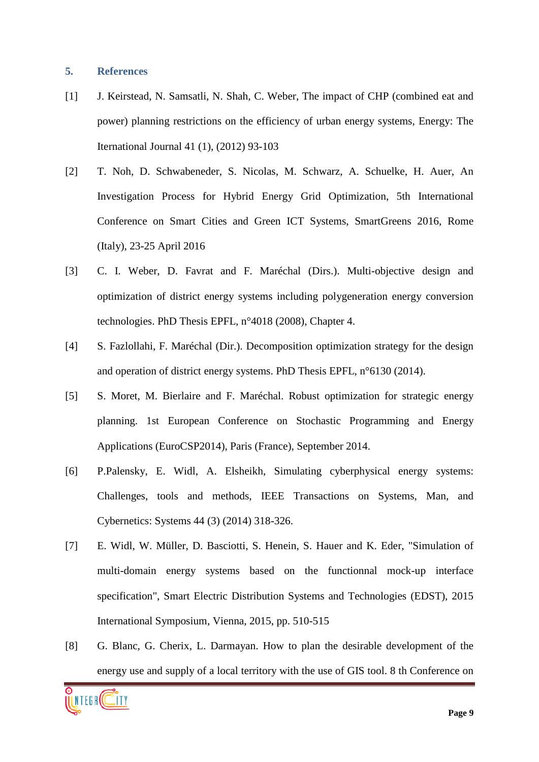## 5. References

[1] J. Keirstead, N. Samsatli, N. Shah, C. Weber, The impact of CHP (combined eat and power) planning restrictions on the efficiency of urban energy systems, Energy: The Iternational Journal 41 (1), (2012) 93-103

[2] T. Noh, D. Schwabeneder, S. Nicolas, M. Schwarz, A. Schuelke, H. Auer, An Investigation Process for Hybrid Energy Grid Optimization, 5th International Conference on Smart Cities and Green ICT Systems, SmartGreens 2016, Rome (Italy), 23-25 April 2016

[3] C. I. Weber, D. Favrat and F. Maréchal (Dirs.). Multi-objective design and optimization of district energy systems including polygeneration energy conversion technologies. PhD Thesis EPFL, n°4018 (2008), Chapter 4.

[4] S. Fazlollahi, F. Maréchal (Dir.). Decomposition optimization strategy for the design and operation of district energy systems. PhD Thesis EPFL, n°6130 (2014).

[5] S. Moret, M. Bierlaire and F. Maréchal. Robust optimization for strategic energy planning. 1st European Conference on Stochastic Programming and Energy Applications (EuroCSP2014), Paris (France), September 2014.

[6] P.Palensky, E. Widl, A. Elsheikh, Simulating cyberphysical energy systems: Challenges, tools and methods, IEEE Transactions on Systems, Man, and Cybernetics: Systems 44 (3) (2014) 318-326.

[7] E. Widl, W. Müller, D. Basciotti, S. Henein, S. Hauer and K. Eder, "Simulation of multi-domain energy systems based on the functionnal mock-up interface specification", Smart Electric Distribution Systems and Technologies (EDST), 2015 International Symposium, Vienna, 2015, pp. 510-515

[8] G. Blanc, G. Cherix, L. Darmayan. How to plan the desirable development of the energy use and supply of a local territory with the use of GIS tool. 8 th Conference on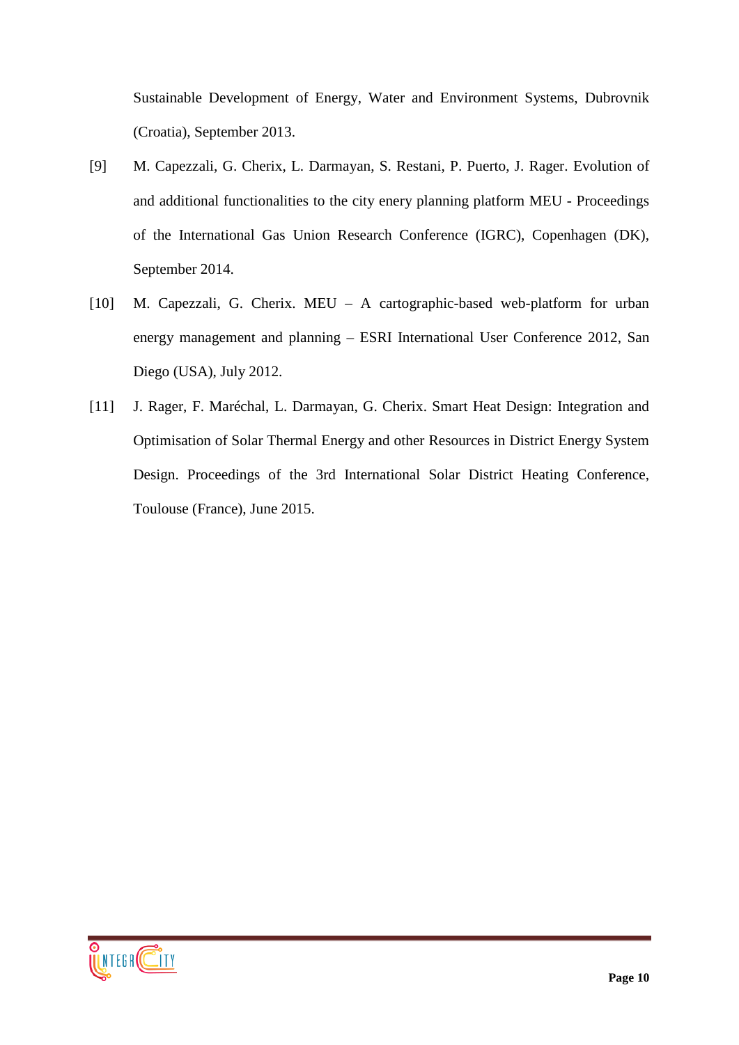Sustainable Development of Energy, Water and Environment Systems, Dubrovnik (Croatia), September 2013.

[9] M. Capezzali, G. Cherix, L. Darmayan, S. Restani, P. Puerto, J. Rager. Evolution of and additional functionalities to the city enery planning platform MEU - Proceedings of the International Gas Union Research Conference (IGRC), Copenhagen (DK), September 2014.

[10] M. Capezzali, G. Cherix. MEU – A cartographic-based web-platform for urban energy management and planning – ESRI International User Conference 2012, San Diego (USA), July 2012.

[11] J. Rager, F. Maréchal, L. Darmayan, G. Cherix. Smart Heat Design: Integration and Optimisation of Solar Thermal Energy and other Resources in District Energy System Design. Proceedings of the 3rd International Solar District Heating Conference, Toulouse (France), June 2015.